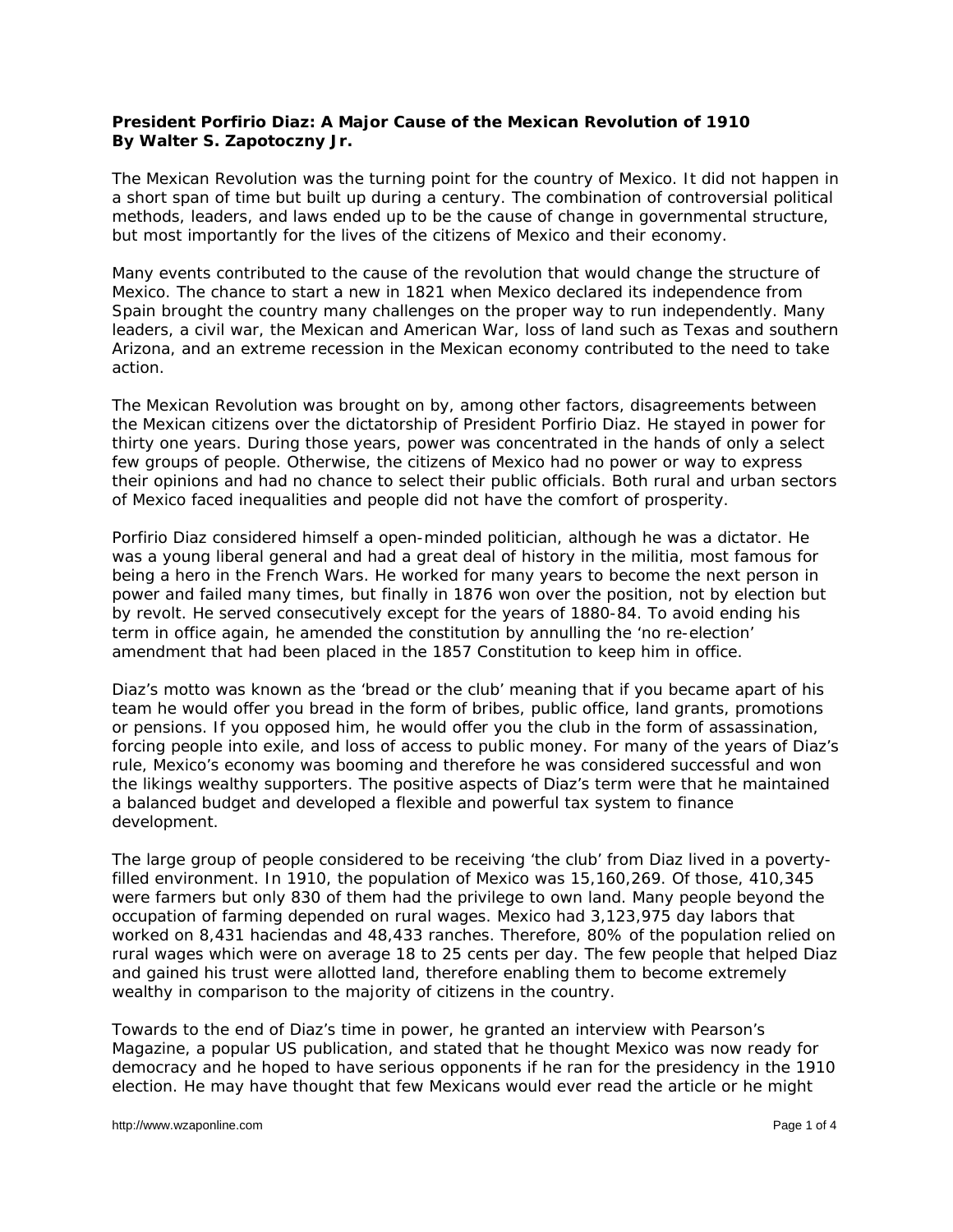**President Porfirio Diaz: A Major Cause of the Mexican Revolution of 1910**
**By Walter S. Zapotoczny Jr.**

The Mexican Revolution was the turning point for the country of Mexico. It did not happen in a short span of time but built up during a century. The combination of controversial political methods, leaders, and laws ended up to be the cause of change in governmental structure, but most importantly for the lives of the citizens of Mexico and their economy.

Many events contributed to the cause of the revolution that would change the structure of Mexico. The chance to start a new in 1821 when Mexico declared its independence from Spain brought the country many challenges on the proper way to run independently. Many leaders, a civil war, the Mexican and American War, loss of land such as Texas and southern Arizona, and an extreme recession in the Mexican economy contributed to the need to take action.

The Mexican Revolution was brought on by, among other factors, disagreements between the Mexican citizens over the dictatorship of President Porfirio Diaz. He stayed in power for thirty one years. During those years, power was concentrated in the hands of only a select few groups of people. Otherwise, the citizens of Mexico had no power or way to express their opinions and had no chance to select their public officials. Both rural and urban sectors of Mexico faced inequalities and people did not have the comfort of prosperity.

Porfirio Diaz considered himself a open-minded politician, although he was a dictator. He was a young liberal general and had a great deal of history in the militia, most famous for being a hero in the French Wars. He worked for many years to become the next person in power and failed many times, but finally in 1876 won over the position, not by election but by revolt. He served consecutively except for the years of 1880-84. To avoid ending his term in office again, he amended the constitution by annulling the 'no re-election' amendment that had been placed in the 1857 Constitution to keep him in office.

Diaz's motto was known as the 'bread or the club' meaning that if you became apart of his team he would offer you bread in the form of bribes, public office, land grants, promotions or pensions. If you opposed him, he would offer you the club in the form of assassination, forcing people into exile, and loss of access to public money. For many of the years of Diaz's rule, Mexico's economy was booming and therefore he was considered successful and won the likings wealthy supporters. The positive aspects of Diaz's term were that he maintained a balanced budget and developed a flexible and powerful tax system to finance development.

The large group of people considered to be receiving 'the club' from Diaz lived in a poverty-filled environment. In 1910, the population of Mexico was 15,160,269. Of those, 410,345 were farmers but only 830 of them had the privilege to own land. Many people beyond the occupation of farming depended on rural wages. Mexico had 3,123,975 day labors that worked on 8,431 haciendas and 48,433 ranches. Therefore, 80% of the population relied on rural wages which were on average 18 to 25 cents per day. The few people that helped Diaz and gained his trust were allotted land, therefore enabling them to become extremely wealthy in comparison to the majority of citizens in the country.

Towards to the end of Diaz's time in power, he granted an interview with Pearson's Magazine, a popular US publication, and stated that he thought Mexico was now ready for democracy and he hoped to have serious opponents if he ran for the presidency in the 1910 election. He may have thought that few Mexicans would ever read the article or he might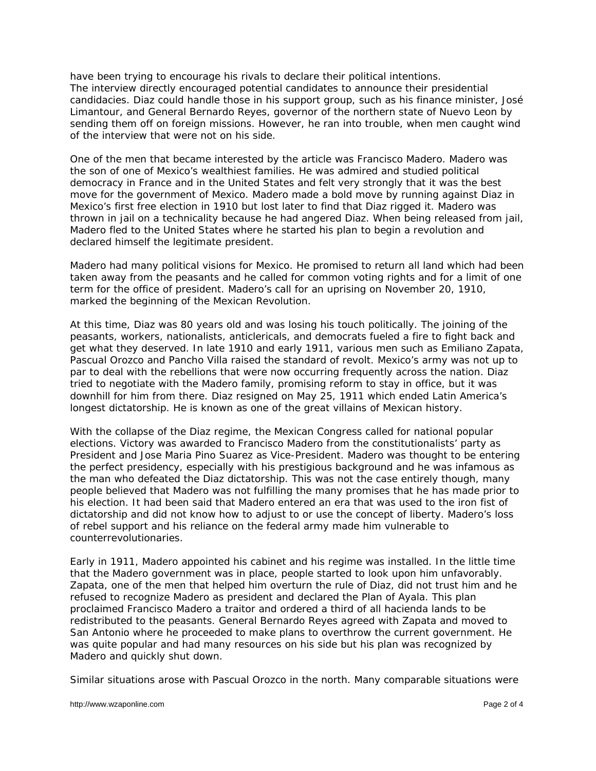have been trying to encourage his rivals to declare their political intentions.
The interview directly encouraged potential candidates to announce their presidential candidacies. Diaz could handle those in his support group, such as his finance minister, José Limantour, and General Bernardo Reyes, governor of the northern state of Nuevo Leon by sending them off on foreign missions. However, he ran into trouble, when men caught wind of the interview that were not on his side.

One of the men that became interested by the article was Francisco Madero. Madero was the son of one of Mexico's wealthiest families. He was admired and studied political democracy in France and in the United States and felt very strongly that it was the best move for the government of Mexico. Madero made a bold move by running against Diaz in Mexico's first free election in 1910 but lost later to find that Diaz rigged it. Madero was thrown in jail on a technicality because he had angered Diaz. When being released from jail, Madero fled to the United States where he started his plan to begin a revolution and declared himself the legitimate president.

Madero had many political visions for Mexico. He promised to return all land which had been taken away from the peasants and he called for common voting rights and for a limit of one term for the office of president. Madero's call for an uprising on November 20, 1910, marked the beginning of the Mexican Revolution.

At this time, Diaz was 80 years old and was losing his touch politically. The joining of the peasants, workers, nationalists, anticlericals, and democrats fueled a fire to fight back and get what they deserved. In late 1910 and early 1911, various men such as Emiliano Zapata, Pascual Orozco and Pancho Villa raised the standard of revolt. Mexico's army was not up to par to deal with the rebellions that were now occurring frequently across the nation. Diaz tried to negotiate with the Madero family, promising reform to stay in office, but it was downhill for him from there. Diaz resigned on May 25, 1911 which ended Latin America's longest dictatorship. He is known as one of the great villains of Mexican history.

With the collapse of the Diaz regime, the Mexican Congress called for national popular elections. Victory was awarded to Francisco Madero from the constitutionalists' party as President and Jose Maria Pino Suarez as Vice-President. Madero was thought to be entering the perfect presidency, especially with his prestigious background and he was infamous as the man who defeated the Diaz dictatorship. This was not the case entirely though, many people believed that Madero was not fulfilling the many promises that he has made prior to his election. It had been said that Madero entered an era that was used to the iron fist of dictatorship and did not know how to adjust to or use the concept of liberty. Madero's loss of rebel support and his reliance on the federal army made him vulnerable to counterrevolutionaries.

Early in 1911, Madero appointed his cabinet and his regime was installed. In the little time that the Madero government was in place, people started to look upon him unfavorably. Zapata, one of the men that helped him overturn the rule of Diaz, did not trust him and he refused to recognize Madero as president and declared the Plan of Ayala. This plan proclaimed Francisco Madero a traitor and ordered a third of all hacienda lands to be redistributed to the peasants. General Bernardo Reyes agreed with Zapata and moved to San Antonio where he proceeded to make plans to overthrow the current government. He was quite popular and had many resources on his side but his plan was recognized by Madero and quickly shut down.

Similar situations arose with Pascual Orozco in the north. Many comparable situations were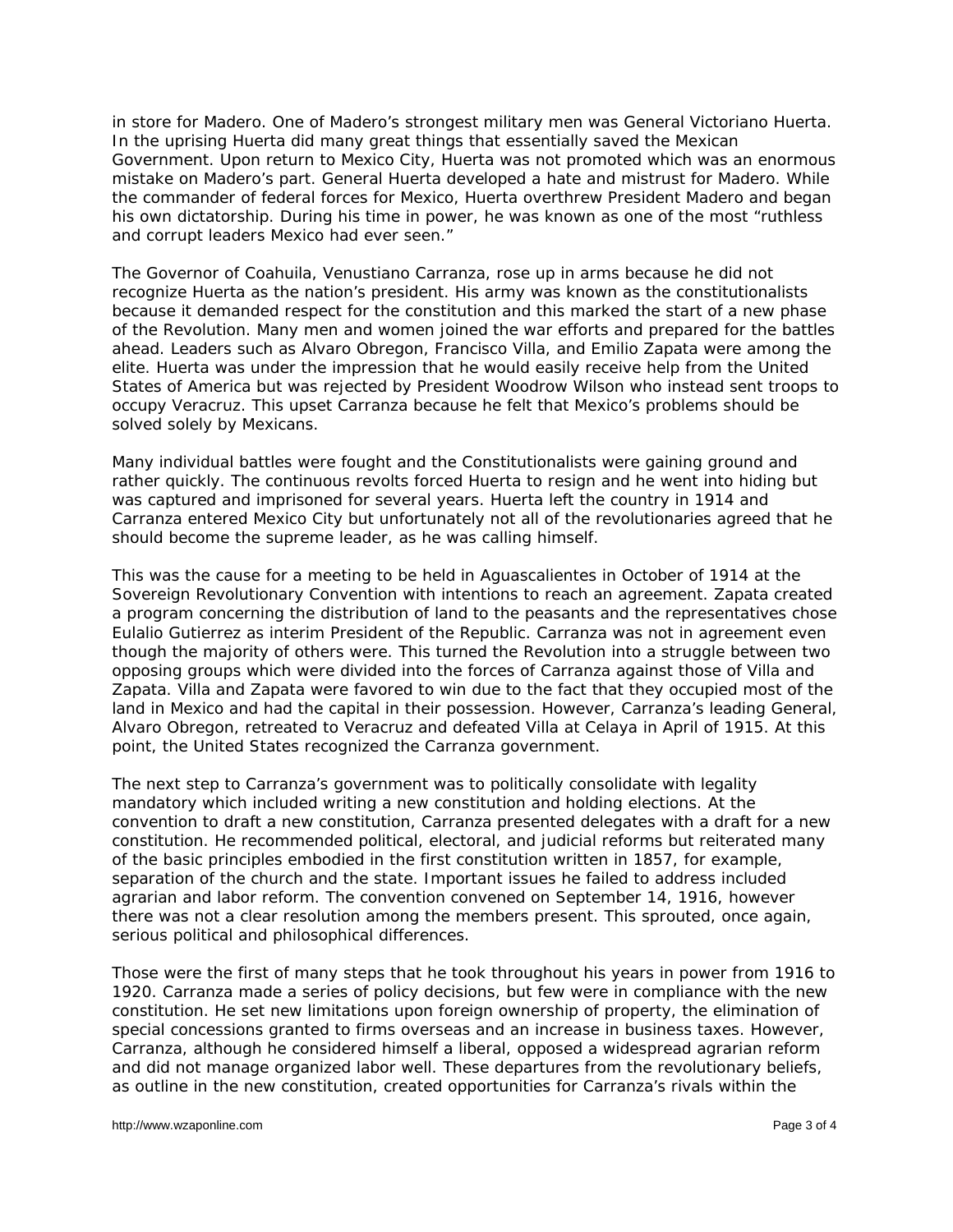in store for Madero. One of Madero's strongest military men was General Victoriano Huerta. In the uprising Huerta did many great things that essentially saved the Mexican Government. Upon return to Mexico City, Huerta was not promoted which was an enormous mistake on Madero's part. General Huerta developed a hate and mistrust for Madero. While the commander of federal forces for Mexico, Huerta overthrew President Madero and began his own dictatorship. During his time in power, he was known as one of the most "ruthless and corrupt leaders Mexico had ever seen."

The Governor of Coahuila, Venustiano Carranza, rose up in arms because he did not recognize Huerta as the nation's president. His army was known as the constitutionalists because it demanded respect for the constitution and this marked the start of a new phase of the Revolution. Many men and women joined the war efforts and prepared for the battles ahead. Leaders such as Alvaro Obregon, Francisco Villa, and Emilio Zapata were among the elite. Huerta was under the impression that he would easily receive help from the United States of America but was rejected by President Woodrow Wilson who instead sent troops to occupy Veracruz. This upset Carranza because he felt that Mexico's problems should be solved solely by Mexicans.

Many individual battles were fought and the Constitutionalists were gaining ground and rather quickly. The continuous revolts forced Huerta to resign and he went into hiding but was captured and imprisoned for several years. Huerta left the country in 1914 and Carranza entered Mexico City but unfortunately not all of the revolutionaries agreed that he should become the supreme leader, as he was calling himself.

This was the cause for a meeting to be held in Aguascalientes in October of 1914 at the Sovereign Revolutionary Convention with intentions to reach an agreement. Zapata created a program concerning the distribution of land to the peasants and the representatives chose Eulalio Gutierrez as interim President of the Republic. Carranza was not in agreement even though the majority of others were. This turned the Revolution into a struggle between two opposing groups which were divided into the forces of Carranza against those of Villa and Zapata. Villa and Zapata were favored to win due to the fact that they occupied most of the land in Mexico and had the capital in their possession. However, Carranza's leading General, Alvaro Obregon, retreated to Veracruz and defeated Villa at Celaya in April of 1915. At this point, the United States recognized the Carranza government.

The next step to Carranza's government was to politically consolidate with legality mandatory which included writing a new constitution and holding elections. At the convention to draft a new constitution, Carranza presented delegates with a draft for a new constitution. He recommended political, electoral, and judicial reforms but reiterated many of the basic principles embodied in the first constitution written in 1857, for example, separation of the church and the state. Important issues he failed to address included agrarian and labor reform. The convention convened on September 14, 1916, however there was not a clear resolution among the members present. This sprouted, once again, serious political and philosophical differences.

Those were the first of many steps that he took throughout his years in power from 1916 to 1920. Carranza made a series of policy decisions, but few were in compliance with the new constitution. He set new limitations upon foreign ownership of property, the elimination of special concessions granted to firms overseas and an increase in business taxes. However, Carranza, although he considered himself a liberal, opposed a widespread agrarian reform and did not manage organized labor well. These departures from the revolutionary beliefs, as outline in the new constitution, created opportunities for Carranza's rivals within the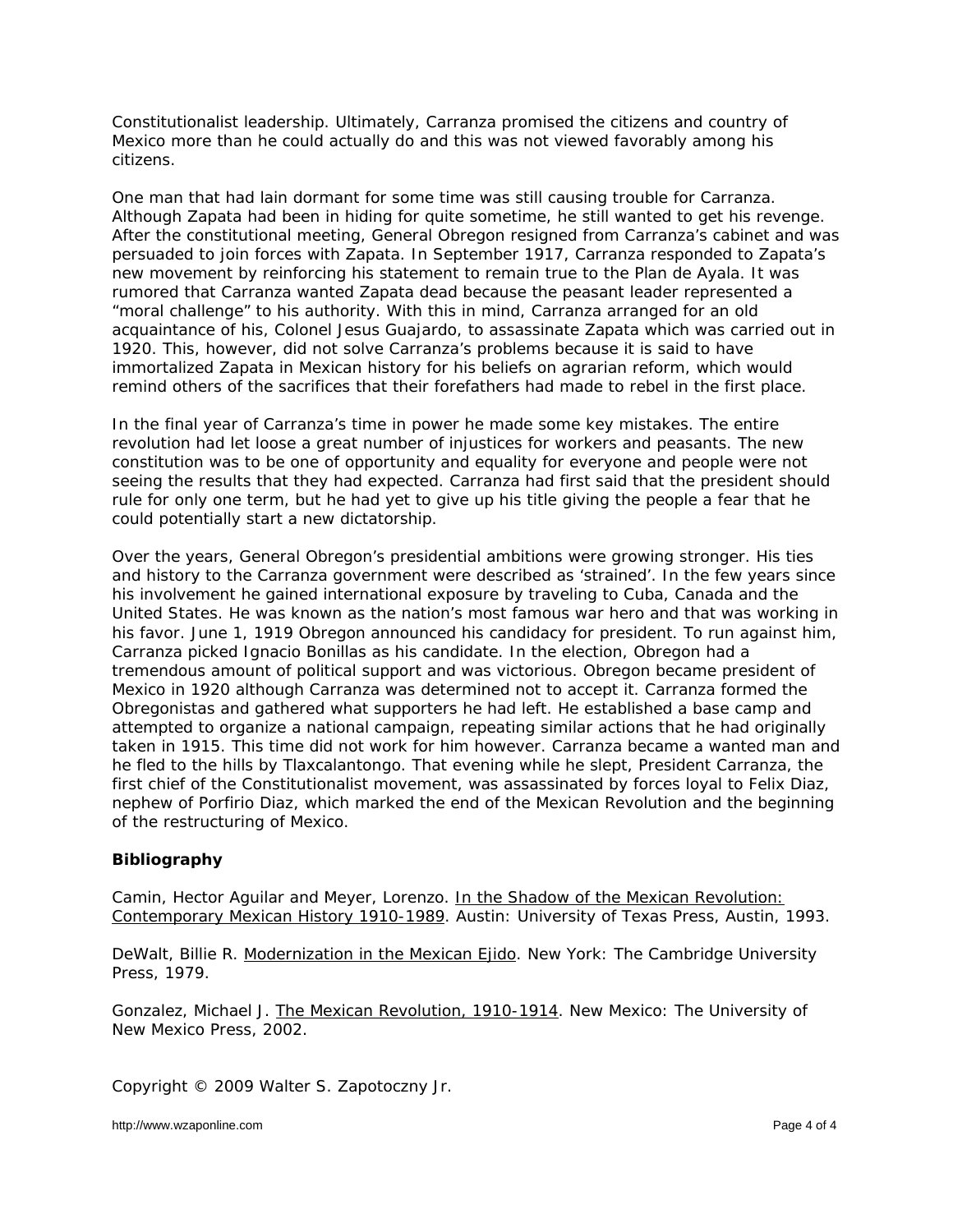Constitutionalist leadership. Ultimately, Carranza promised the citizens and country of Mexico more than he could actually do and this was not viewed favorably among his citizens.

One man that had lain dormant for some time was still causing trouble for Carranza. Although Zapata had been in hiding for quite sometime, he still wanted to get his revenge. After the constitutional meeting, General Obregon resigned from Carranza's cabinet and was persuaded to join forces with Zapata. In September 1917, Carranza responded to Zapata's new movement by reinforcing his statement to remain true to the Plan de Ayala. It was rumored that Carranza wanted Zapata dead because the peasant leader represented a "moral challenge" to his authority. With this in mind, Carranza arranged for an old acquaintance of his, Colonel Jesus Guajardo, to assassinate Zapata which was carried out in 1920. This, however, did not solve Carranza's problems because it is said to have immortalized Zapata in Mexican history for his beliefs on agrarian reform, which would remind others of the sacrifices that their forefathers had made to rebel in the first place.

In the final year of Carranza's time in power he made some key mistakes. The entire revolution had let loose a great number of injustices for workers and peasants. The new constitution was to be one of opportunity and equality for everyone and people were not seeing the results that they had expected. Carranza had first said that the president should rule for only one term, but he had yet to give up his title giving the people a fear that he could potentially start a new dictatorship.

Over the years, General Obregon's presidential ambitions were growing stronger. His ties and history to the Carranza government were described as 'strained'. In the few years since his involvement he gained international exposure by traveling to Cuba, Canada and the United States. He was known as the nation's most famous war hero and that was working in his favor. June 1, 1919 Obregon announced his candidacy for president. To run against him, Carranza picked Ignacio Bonillas as his candidate. In the election, Obregon had a tremendous amount of political support and was victorious. Obregon became president of Mexico in 1920 although Carranza was determined not to accept it. Carranza formed the Obregonistas and gathered what supporters he had left. He established a base camp and attempted to organize a national campaign, repeating similar actions that he had originally taken in 1915. This time did not work for him however. Carranza became a wanted man and he fled to the hills by Tlaxcalantongo. That evening while he slept, President Carranza, the first chief of the Constitutionalist movement, was assassinated by forces loyal to Felix Diaz, nephew of Porfirio Diaz, which marked the end of the Mexican Revolution and the beginning of the restructuring of Mexico.

**Bibliography**

Camin, Hector Aguilar and Meyer, Lorenzo. In the Shadow of the Mexican Revolution: Contemporary Mexican History 1910-1989. Austin: University of Texas Press, Austin, 1993.

DeWalt, Billie R. Modernization in the Mexican Ejido. New York: The Cambridge University Press, 1979.

Gonzalez, Michael J. The Mexican Revolution, 1910-1914. New Mexico: The University of New Mexico Press, 2002.

Copyright © 2009 Walter S. Zapotoczny Jr.